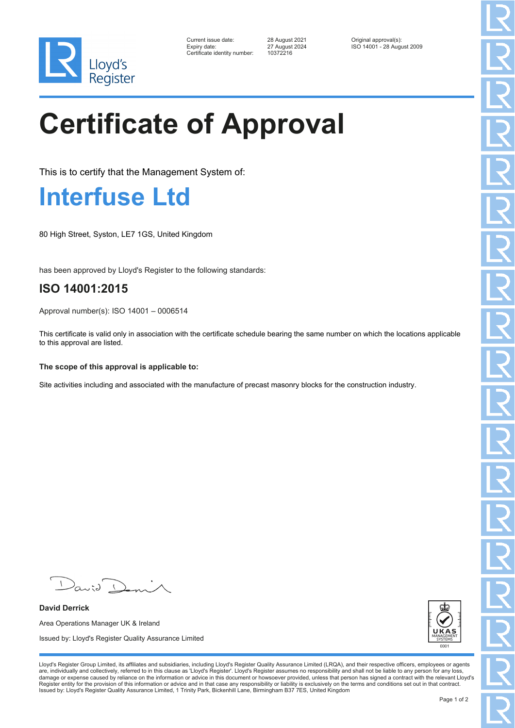Lloyd's Register

| | | |
|---|---|---|
| Current issue date: | 28 August 2021 | Original approval(s): |
| Expiry date: | 27 August 2024 | ISO 14001 - 28 August 2009 |
| Certificate identity number: | 10372216 | |

# Certificate of Approval

This is to certify that the Management System of:

## Interfuse Ltd

80 High Street, Syston, LE7 1GS, United Kingdom

has been approved by Lloyd's Register to the following standards:

## ISO 14001:2015

Approval number(s): ISO 14001 – 0006514

This certificate is valid only in association with the certificate schedule bearing the same number on which the locations applicable to this approval are listed.

**The scope of this approval is applicable to:**

Site activities including and associated with the manufacture of precast masonry blocks for the construction industry.

**David Derrick**

Area Operations Manager UK & Ireland

Issued by: Lloyd's Register Quality Assurance Limited

UKAS MANAGEMENT SYSTEMS 0001

Lloyd's Register Group Limited, its affiliates and subsidiaries, including Lloyd's Register Quality Assurance Limited (LRQA), and their respective officers, employees or agents are, individually and collectively, referred to in this clause as 'Lloyd's Register'. Lloyd's Register assumes no responsibility and shall not be liable to any person for any loss, damage or expense caused by reliance on the information or advice in this document or howsoever provided, unless that person has signed a contract with the relevant Lloyd's Register entity for the provision of this information or advice and in that case any responsibility or liability is exclusively on the terms and conditions set out in that contract.
Issued by: Lloyd's Register Quality Assurance Limited, 1 Trinity Park, Bickenhill Lane, Birmingham B37 7ES, United Kingdom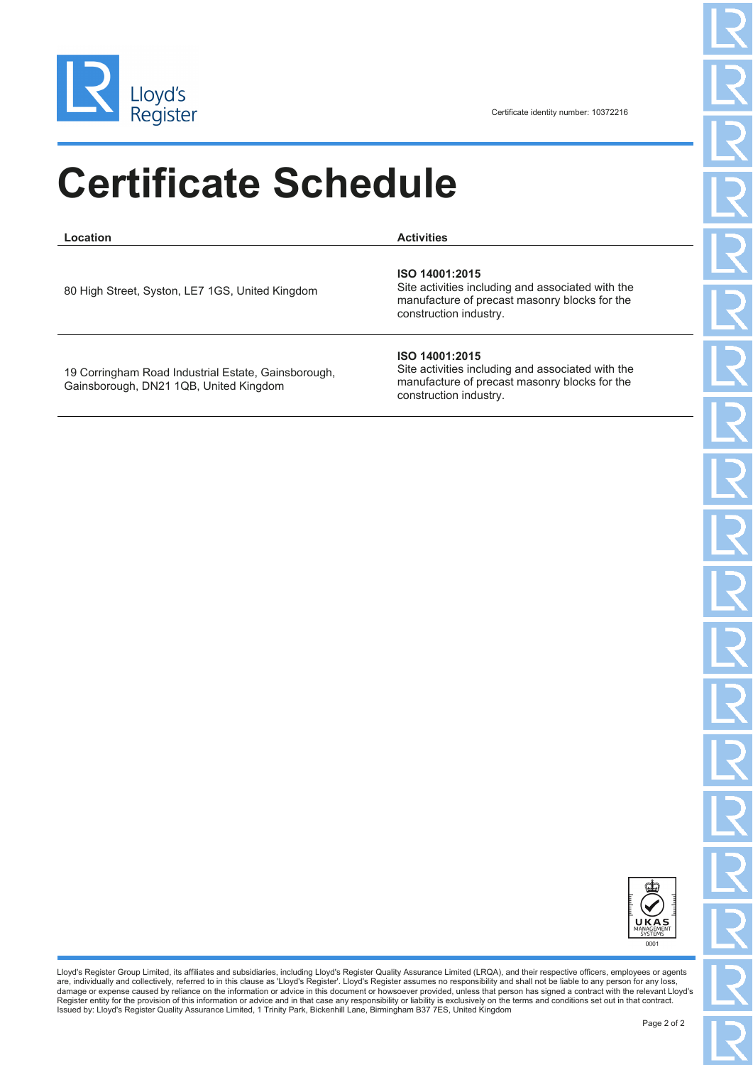Certificate identity number: 10372216

# Certificate Schedule

| Location | Activities |
| --- | --- |
| 80 High Street, Syston, LE7 1GS, United Kingdom | **ISO 14001:2015** Site activities including and associated with the manufacture of precast masonry blocks for the construction industry. |
| 19 Corringham Road Industrial Estate, Gainsborough, Gainsborough, DN21 1QB, United Kingdom | **ISO 14001:2015** Site activities including and associated with the manufacture of precast masonry blocks for the construction industry. |

UKAS MANAGEMENT SYSTEMS 0001

Lloyd's Register Group Limited, its affiliates and subsidiaries, including Lloyd's Register Quality Assurance Limited (LRQA), and their respective officers, employees or agents are, individually and collectively, referred to in this clause as 'Lloyd's Register'. Lloyd's Register assumes no responsibility and shall not be liable to any person for any loss, damage or expense caused by reliance on the information or advice in this document or howsoever provided, unless that person has signed a contract with the relevant Lloyd's Register entity for the provision of this information or advice and in that case any responsibility or liability is exclusively on the terms and conditions set out in that contract.
Issued by: Lloyd's Register Quality Assurance Limited, 1 Trinity Park, Bickenhill Lane, Birmingham B37 7ES, United Kingdom